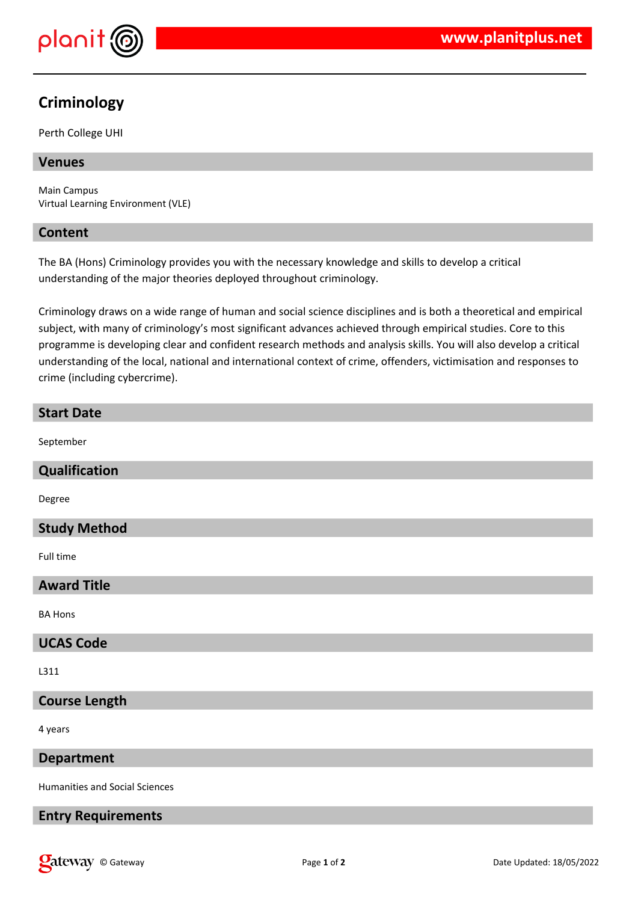# Criminology

Perth College UHI

## Venues

Main Campus
Virtual Learning Environment (VLE)

## Content

The BA (Hons) Criminology provides you with the necessary knowledge and skills to develop a critical understanding of the major theories deployed throughout criminology.

Criminology draws on a wide range of human and social science disciplines and is both a theoretical and empirical subject, with many of criminology's most significant advances achieved through empirical studies. Core to this programme is developing clear and confident research methods and analysis skills. You will also develop a critical understanding of the local, national and international context of crime, offenders, victimisation and responses to crime (including cybercrime).

## Start Date

September

## Qualification

Degree

## Study Method

Full time

## Award Title

BA Hons

## UCAS Code

L311

## Course Length

4 years

## Department

Humanities and Social Sciences

## Entry Requirements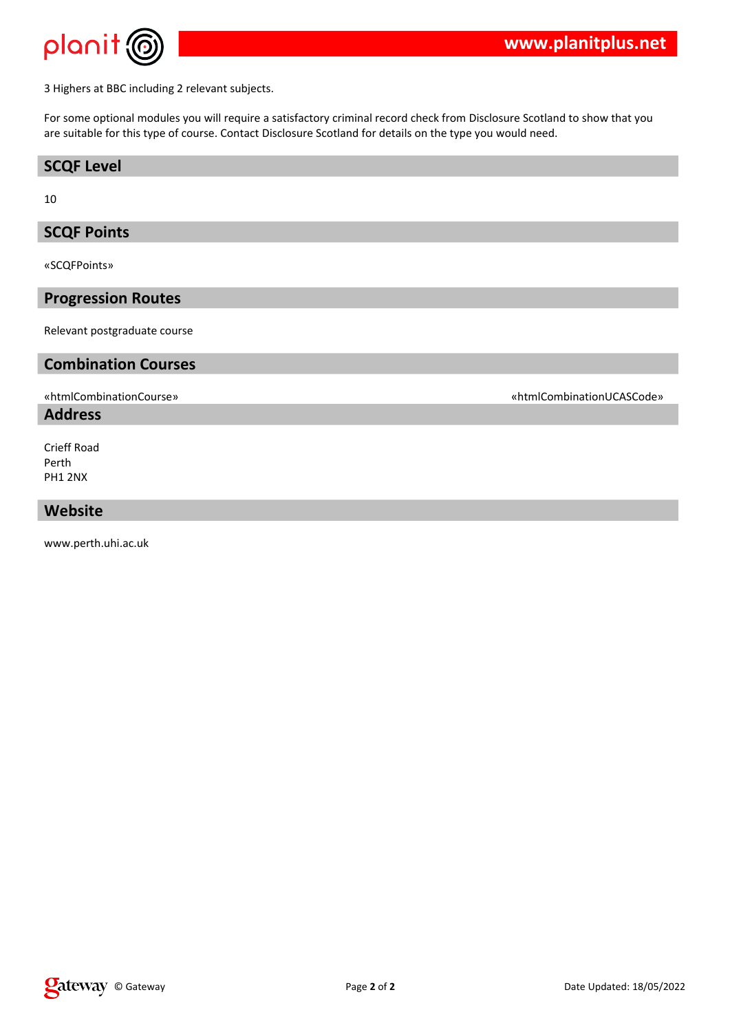3 Highers at BBC including 2 relevant subjects.

For some optional modules you will require a satisfactory criminal record check from Disclosure Scotland to show that you are suitable for this type of course. Contact Disclosure Scotland for details on the type you would need.

## SCQF Level

10

## SCQF Points

«SCQFPoints»

## Progression Routes

Relevant postgraduate course

## Combination Courses

«htmlCombinationCourse» «htmlCombinationUCASCode»

## Address

Crieff Road
Perth
PH1 2NX

## Website

www.perth.uhi.ac.uk